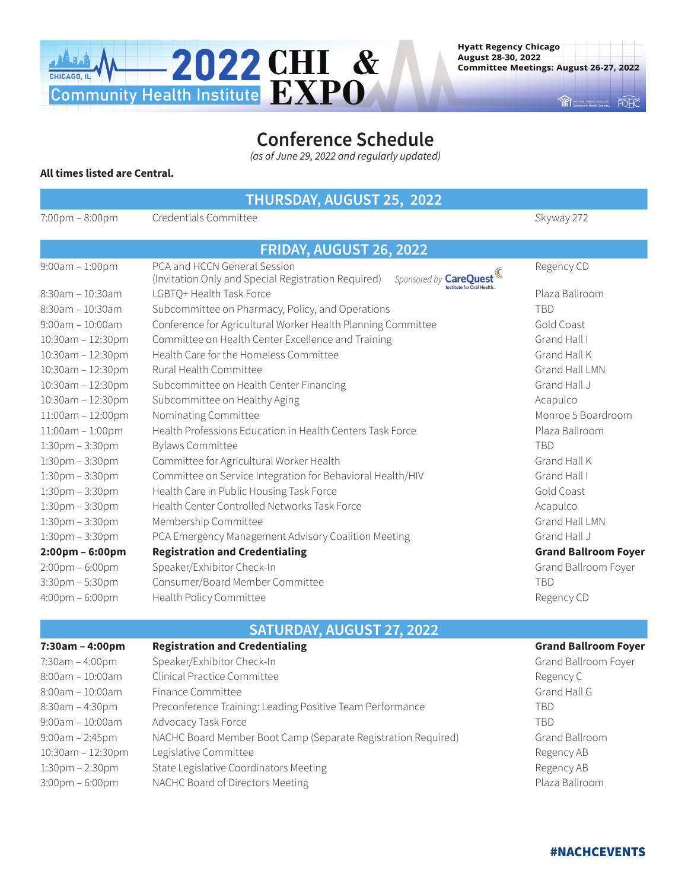# 2022 CHI & EXPO

Community Health Institute

CHICAGO, IL

**Hyatt Regency Chicago**
**August 28-30, 2022**
**Committee Meetings: August 26-27, 2022**

## Conference Schedule

*(as of June 29, 2022 and regularly updated)*

**All times listed are Central.**

### THURSDAY, AUGUST 25, 2022

| Time | Event | Location |
|---|---|---|
| 7:00pm – 8:00pm | Credentials Committee | Skyway 272 |

### FRIDAY, AUGUST 26, 2022

| Time | Event | Location |
|---|---|---|
| 9:00am – 1:00pm | PCA and HCCN General Session (Invitation Only and Special Registration Required) *Sponsored by* CareQuest Institute for Oral Health | Regency CD |
| 8:30am – 10:30am | LGBTQ+ Health Task Force | Plaza Ballroom |
| 8:30am – 10:30am | Subcommittee on Pharmacy, Policy, and Operations | TBD |
| 9:00am – 10:00am | Conference for Agricultural Worker Health Planning Committee | Gold Coast |
| 10:30am – 12:30pm | Committee on Health Center Excellence and Training | Grand Hall I |
| 10:30am – 12:30pm | Health Care for the Homeless Committee | Grand Hall K |
| 10:30am – 12:30pm | Rural Health Committee | Grand Hall LMN |
| 10:30am – 12:30pm | Subcommittee on Health Center Financing | Grand Hall J |
| 10:30am – 12:30pm | Subcommittee on Healthy Aging | Acapulco |
| 11:00am – 12:00pm | Nominating Committee | Monroe 5 Boardroom |
| 11:00am – 1:00pm | Health Professions Education in Health Centers Task Force | Plaza Ballroom |
| 1:30pm – 3:30pm | Bylaws Committee | TBD |
| 1:30pm – 3:30pm | Committee for Agricultural Worker Health | Grand Hall K |
| 1:30pm – 3:30pm | Committee on Service Integration for Behavioral Health/HIV | Grand Hall I |
| 1:30pm – 3:30pm | Health Care in Public Housing Task Force | Gold Coast |
| 1:30pm – 3:30pm | Health Center Controlled Networks Task Force | Acapulco |
| 1:30pm – 3:30pm | Membership Committee | Grand Hall LMN |
| 1:30pm – 3:30pm | PCA Emergency Management Advisory Coalition Meeting | Grand Hall J |
| **2:00pm – 6:00pm** | **Registration and Credentialing** | **Grand Ballroom Foyer** |
| 2:00pm – 6:00pm | Speaker/Exhibitor Check-In | Grand Ballroom Foyer |
| 3:30pm – 5:30pm | Consumer/Board Member Committee | TBD |
| 4:00pm – 6:00pm | Health Policy Committee | Regency CD |

### SATURDAY, AUGUST 27, 2022

| Time | Event | Location |
|---|---|---|
| **7:30am – 4:00pm** | **Registration and Credentialing** | **Grand Ballroom Foyer** |
| 7:30am – 4:00pm | Speaker/Exhibitor Check-In | Grand Ballroom Foyer |
| 8:00am – 10:00am | Clinical Practice Committee | Regency C |
| 8:00am – 10:00am | Finance Committee | Grand Hall G |
| 8:30am – 4:30pm | Preconference Training: Leading Positive Team Performance | TBD |
| 9:00am – 10:00am | Advocacy Task Force | TBD |
| 9:00am – 2:45pm | NACHC Board Member Boot Camp (Separate Registration Required) | Grand Ballroom |
| 10:30am – 12:30pm | Legislative Committee | Regency AB |
| 1:30pm – 2:30pm | State Legislative Coordinators Meeting | Regency AB |
| 3:00pm – 6:00pm | NACHC Board of Directors Meeting | Plaza Ballroom |

**#NACHCEVENTS**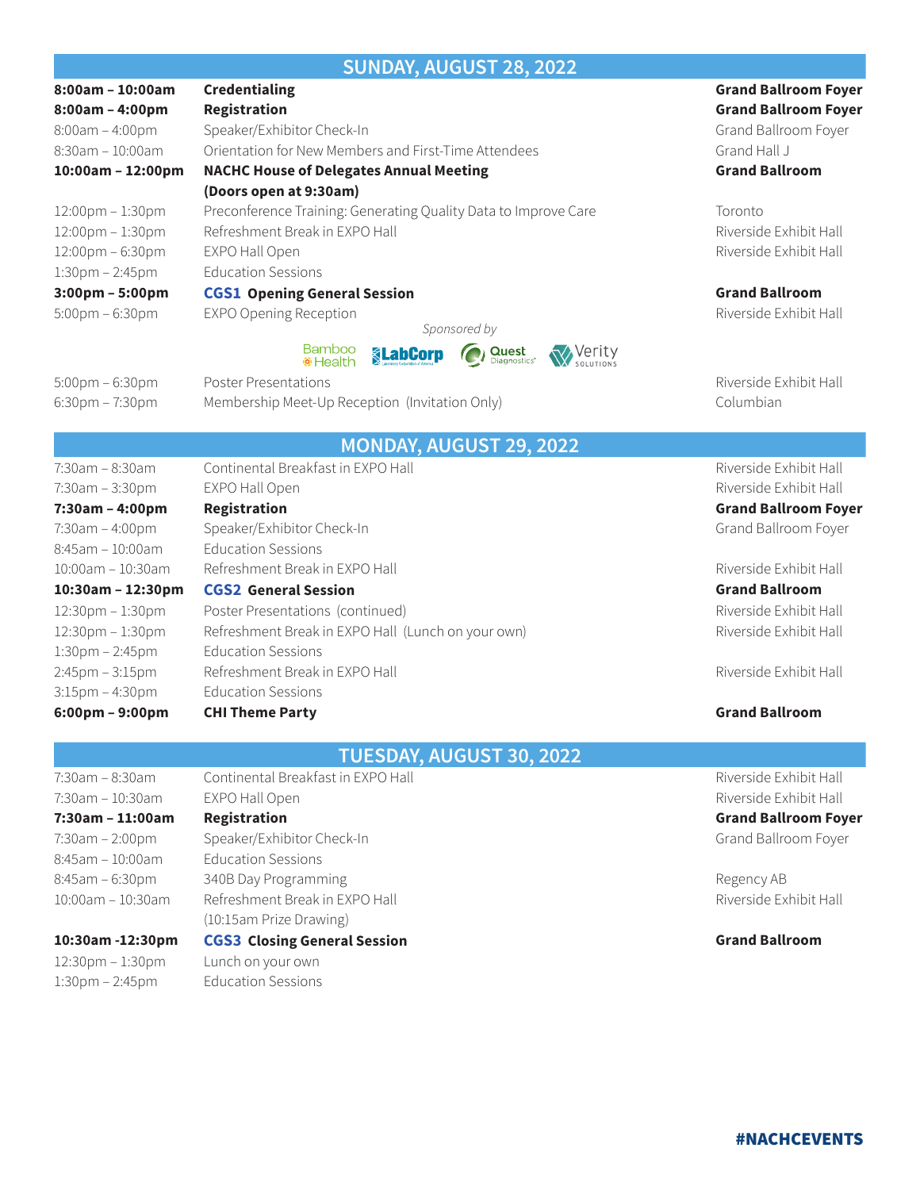## SUNDAY, AUGUST 28, 2022

| | | |
|---|---|---|
| **8:00am – 10:00am** | **Credentialing** | **Grand Ballroom Foyer** |
| **8:00am – 4:00pm** | **Registration** | **Grand Ballroom Foyer** |
| 8:00am – 4:00pm | Speaker/Exhibitor Check-In | Grand Ballroom Foyer |
| 8:30am – 10:00am | Orientation for New Members and First-Time Attendees | Grand Hall J |
| **10:00am – 12:00pm** | **NACHC House of Delegates Annual Meeting (Doors open at 9:30am)** | **Grand Ballroom** |
| 12:00pm – 1:30pm | Preconference Training: Generating Quality Data to Improve Care | Toronto |
| 12:00pm – 1:30pm | Refreshment Break in EXPO Hall | Riverside Exhibit Hall |
| 12:00pm – 6:30pm | EXPO Hall Open | Riverside Exhibit Hall |
| 1:30pm – 2:45pm | Education Sessions | |
| **3:00pm – 5:00pm** | **CGS1 Opening General Session** | **Grand Ballroom** |
| 5:00pm – 6:30pm | EXPO Opening Reception *Sponsored by* Bamboo Health, LabCorp, Quest Diagnostics, Verity Solutions | Riverside Exhibit Hall |
| 5:00pm – 6:30pm | Poster Presentations | Riverside Exhibit Hall |
| 6:30pm – 7:30pm | Membership Meet-Up Reception (Invitation Only) | Columbian |

## MONDAY, AUGUST 29, 2022

| | | |
|---|---|---|
| 7:30am – 8:30am | Continental Breakfast in EXPO Hall | Riverside Exhibit Hall |
| 7:30am – 3:30pm | EXPO Hall Open | Riverside Exhibit Hall |
| **7:30am – 4:00pm** | **Registration** | **Grand Ballroom Foyer** |
| 7:30am – 4:00pm | Speaker/Exhibitor Check-In | Grand Ballroom Foyer |
| 8:45am – 10:00am | Education Sessions | |
| 10:00am – 10:30am | Refreshment Break in EXPO Hall | Riverside Exhibit Hall |
| **10:30am – 12:30pm** | **CGS2 General Session** | **Grand Ballroom** |
| 12:30pm – 1:30pm | Poster Presentations (continued) | Riverside Exhibit Hall |
| 12:30pm – 1:30pm | Refreshment Break in EXPO Hall (Lunch on your own) | Riverside Exhibit Hall |
| 1:30pm – 2:45pm | Education Sessions | |
| 2:45pm – 3:15pm | Refreshment Break in EXPO Hall | Riverside Exhibit Hall |
| 3:15pm – 4:30pm | Education Sessions | |
| **6:00pm – 9:00pm** | **CHI Theme Party** | **Grand Ballroom** |

## TUESDAY, AUGUST 30, 2022

| | | |
|---|---|---|
| 7:30am – 8:30am | Continental Breakfast in EXPO Hall | Riverside Exhibit Hall |
| 7:30am – 10:30am | EXPO Hall Open | Riverside Exhibit Hall |
| **7:30am – 11:00am** | **Registration** | **Grand Ballroom Foyer** |
| 7:30am – 2:00pm | Speaker/Exhibitor Check-In | Grand Ballroom Foyer |
| 8:45am – 10:00am | Education Sessions | |
| 8:45am – 6:30pm | 340B Day Programming | Regency AB |
| 10:00am – 10:30am | Refreshment Break in EXPO Hall (10:15am Prize Drawing) | Riverside Exhibit Hall |
| **10:30am -12:30pm** | **CGS3 Closing General Session** | **Grand Ballroom** |
| 12:30pm – 1:30pm | Lunch on your own | |
| 1:30pm – 2:45pm | Education Sessions | |

**#NACHCEVENTS**